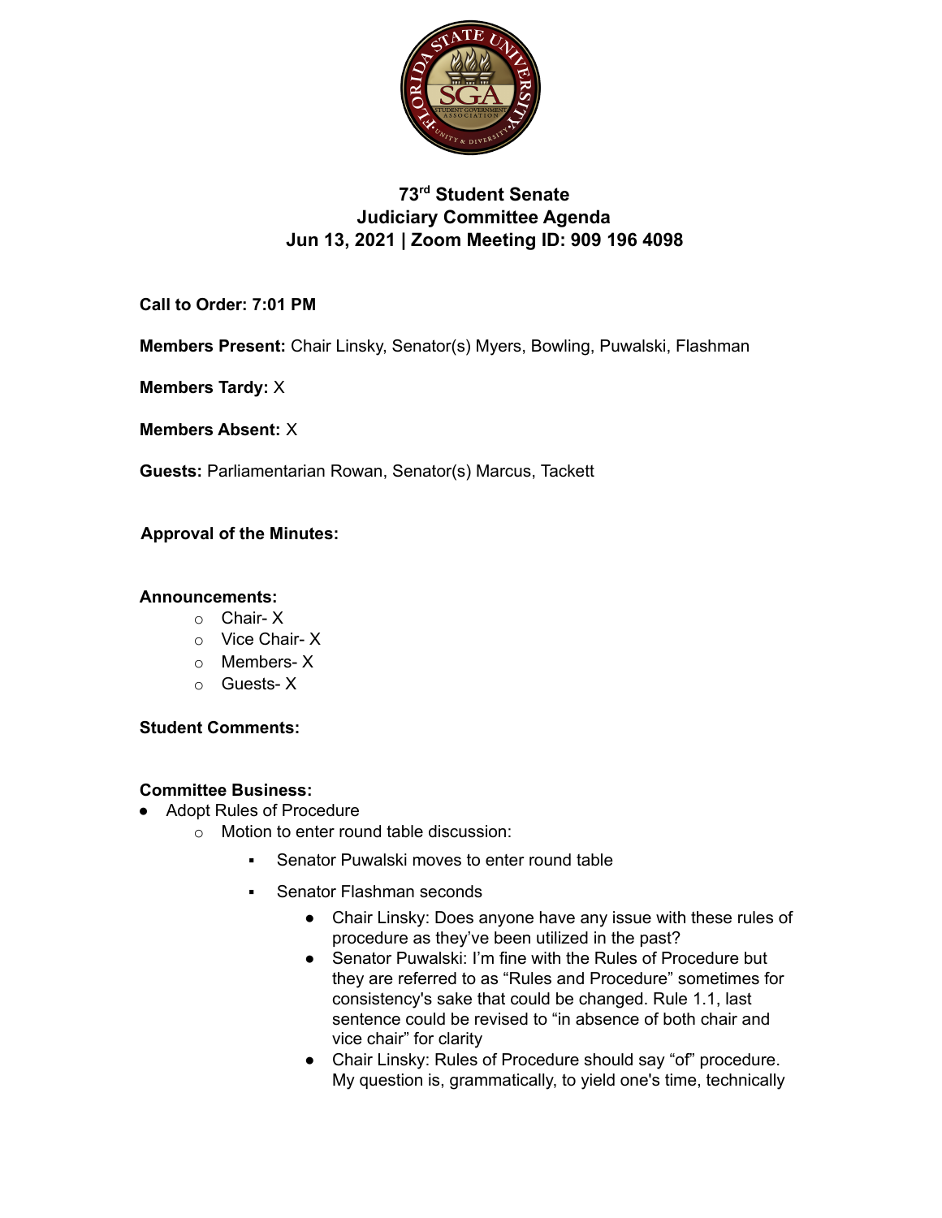# 73rd Student Senate
## Judiciary Committee Agenda
## Jun 13, 2021 | Zoom Meeting ID: 909 196 4098

**Call to Order: 7:01 PM**

**Members Present:** Chair Linsky, Senator(s) Myers, Bowling, Puwalski, Flashman

**Members Tardy:** X

**Members Absent:** X

**Guests:** Parliamentarian Rowan, Senator(s) Marcus, Tackett

**Approval of the Minutes:**

**Announcements:**

- Chair- X
- Vice Chair- X
- Members- X
- Guests- X

**Student Comments:**

**Committee Business:**

- Adopt Rules of Procedure
  - Motion to enter round table discussion:
    - Senator Puwalski moves to enter round table
    - Senator Flashman seconds
      - Chair Linsky: Does anyone have any issue with these rules of procedure as they've been utilized in the past?
      - Senator Puwalski: I'm fine with the Rules of Procedure but they are referred to as "Rules and Procedure" sometimes for consistency's sake that could be changed. Rule 1.1, last sentence could be revised to "in absence of both chair and vice chair" for clarity
      - Chair Linsky: Rules of Procedure should say "of" procedure. My question is, grammatically, to yield one's time, technically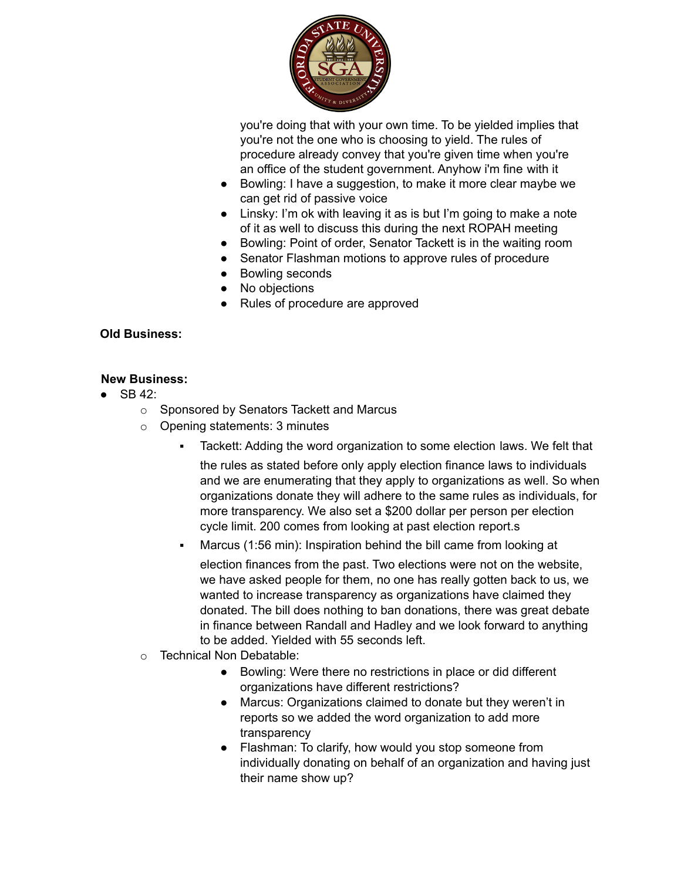you're doing that with your own time. To be yielded implies that you're not the one who is choosing to yield. The rules of procedure already convey that you're given time when you're an office of the student government. Anyhow i'm fine with it

- Bowling: I have a suggestion, to make it more clear maybe we can get rid of passive voice
- Linsky: I'm ok with leaving it as is but I'm going to make a note of it as well to discuss this during the next ROPAH meeting
- Bowling: Point of order, Senator Tackett is in the waiting room
- Senator Flashman motions to approve rules of procedure
- Bowling seconds
- No objections
- Rules of procedure are approved

**Old Business:**

**New Business:**

- SB 42:
  - Sponsored by Senators Tackett and Marcus
  - Opening statements: 3 minutes
    - Tackett: Adding the word organization to some election laws. We felt that the rules as stated before only apply election finance laws to individuals and we are enumerating that they apply to organizations as well. So when organizations donate they will adhere to the same rules as individuals, for more transparency. We also set a $200 dollar per person per election cycle limit. 200 comes from looking at past election report.s
    - Marcus (1:56 min): Inspiration behind the bill came from looking at election finances from the past. Two elections were not on the website, we have asked people for them, no one has really gotten back to us, we wanted to increase transparency as organizations have claimed they donated. The bill does nothing to ban donations, there was great debate in finance between Randall and Hadley and we look forward to anything to be added. Yielded with 55 seconds left.
  - Technical Non Debatable:
    - Bowling: Were there no restrictions in place or did different organizations have different restrictions?
    - Marcus: Organizations claimed to donate but they weren't in reports so we added the word organization to add more transparency
    - Flashman: To clarify, how would you stop someone from individually donating on behalf of an organization and having just their name show up?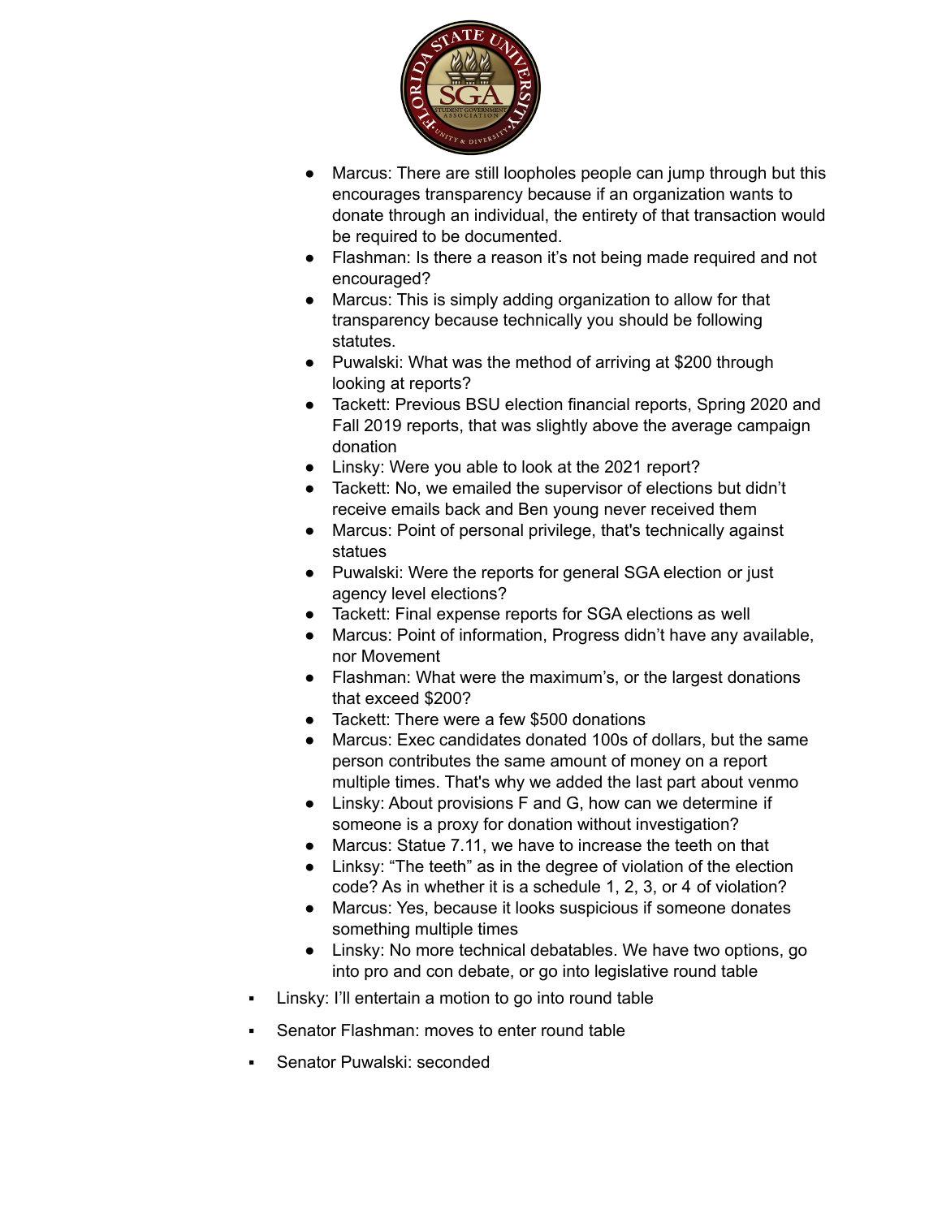- Marcus: There are still loopholes people can jump through but this encourages transparency because if an organization wants to donate through an individual, the entirety of that transaction would be required to be documented.
- Flashman: Is there a reason it's not being made required and not encouraged?
- Marcus: This is simply adding organization to allow for that transparency because technically you should be following statutes.
- Puwalski: What was the method of arriving at $200 through looking at reports?
- Tackett: Previous BSU election financial reports, Spring 2020 and Fall 2019 reports, that was slightly above the average campaign donation
- Linsky: Were you able to look at the 2021 report?
- Tackett: No, we emailed the supervisor of elections but didn't receive emails back and Ben young never received them
- Marcus: Point of personal privilege, that's technically against statues
- Puwalski: Were the reports for general SGA election or just agency level elections?
- Tackett: Final expense reports for SGA elections as well
- Marcus: Point of information, Progress didn't have any available, nor Movement
- Flashman: What were the maximum's, or the largest donations that exceed $200?
- Tackett: There were a few $500 donations
- Marcus: Exec candidates donated 100s of dollars, but the same person contributes the same amount of money on a report multiple times. That's why we added the last part about venmo
- Linsky: About provisions F and G, how can we determine if someone is a proxy for donation without investigation?
- Marcus: Statue 7.11, we have to increase the teeth on that
- Linksy: "The teeth" as in the degree of violation of the election code? As in whether it is a schedule 1, 2, 3, or 4 of violation?
- Marcus: Yes, because it looks suspicious if someone donates something multiple times
- Linsky: No more technical debatables. We have two options, go into pro and con debate, or go into legislative round table

▪ Linsky: I'll entertain a motion to go into round table

▪ Senator Flashman: moves to enter round table

▪ Senator Puwalski: seconded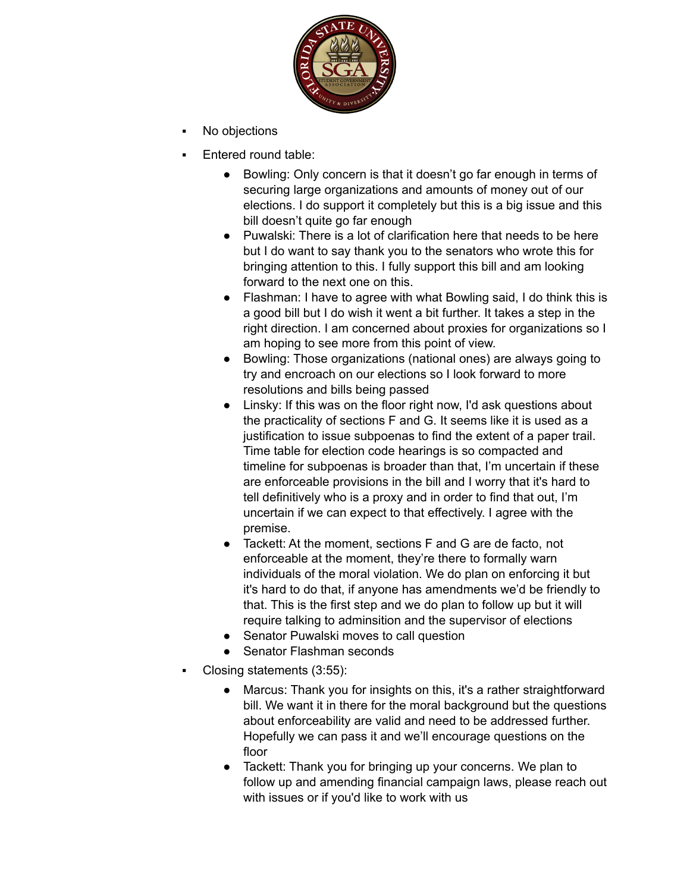- No objections
- Entered round table:
  - Bowling: Only concern is that it doesn't go far enough in terms of securing large organizations and amounts of money out of our elections. I do support it completely but this is a big issue and this bill doesn't quite go far enough
  - Puwalski: There is a lot of clarification here that needs to be here but I do want to say thank you to the senators who wrote this for bringing attention to this. I fully support this bill and am looking forward to the next one on this.
  - Flashman: I have to agree with what Bowling said, I do think this is a good bill but I do wish it went a bit further. It takes a step in the right direction. I am concerned about proxies for organizations so I am hoping to see more from this point of view.
  - Bowling: Those organizations (national ones) are always going to try and encroach on our elections so I look forward to more resolutions and bills being passed
  - Linsky: If this was on the floor right now, I'd ask questions about the practicality of sections F and G. It seems like it is used as a justification to issue subpoenas to find the extent of a paper trail. Time table for election code hearings is so compacted and timeline for subpoenas is broader than that, I'm uncertain if these are enforceable provisions in the bill and I worry that it's hard to tell definitively who is a proxy and in order to find that out, I'm uncertain if we can expect to that effectively. I agree with the premise.
  - Tackett: At the moment, sections F and G are de facto, not enforceable at the moment, they're there to formally warn individuals of the moral violation. We do plan on enforcing it but it's hard to do that, if anyone has amendments we'd be friendly to that. This is the first step and we do plan to follow up but it will require talking to adminsition and the supervisor of elections
  - Senator Puwalski moves to call question
  - Senator Flashman seconds
- Closing statements (3:55):
  - Marcus: Thank you for insights on this, it's a rather straightforward bill. We want it in there for the moral background but the questions about enforceability are valid and need to be addressed further. Hopefully we can pass it and we'll encourage questions on the floor
  - Tackett: Thank you for bringing up your concerns. We plan to follow up and amending financial campaign laws, please reach out with issues or if you'd like to work with us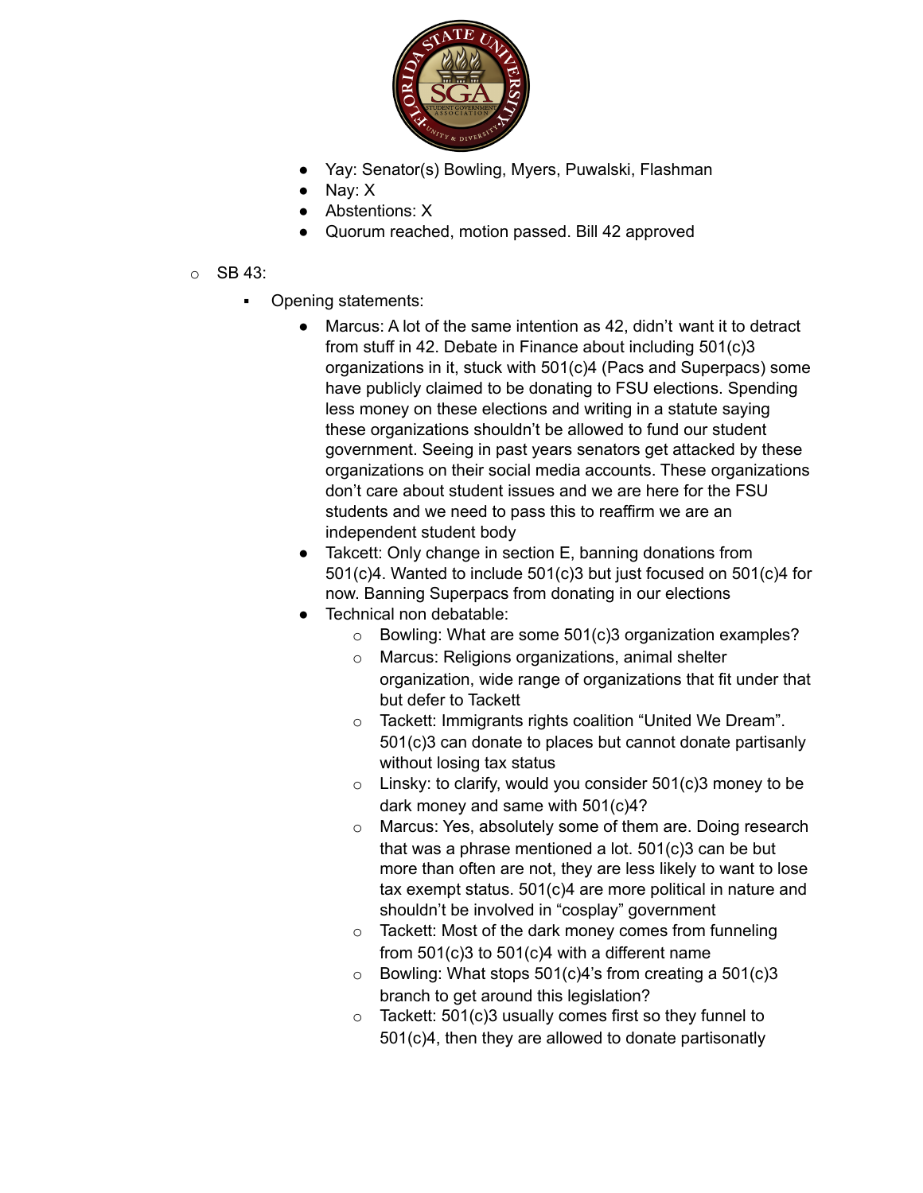- Yay: Senator(s) Bowling, Myers, Puwalski, Flashman
- Nay: X
- Abstentions: X
- Quorum reached, motion passed. Bill 42 approved

- SB 43:
  - Opening statements:
    - Marcus: A lot of the same intention as 42, didn't want it to detract from stuff in 42. Debate in Finance about including 501(c)3 organizations in it, stuck with 501(c)4 (Pacs and Superpacs) some have publicly claimed to be donating to FSU elections. Spending less money on these elections and writing in a statute saying these organizations shouldn't be allowed to fund our student government. Seeing in past years senators get attacked by these organizations on their social media accounts. These organizations don't care about student issues and we are here for the FSU students and we need to pass this to reaffirm we are an independent student body
    - Takcett: Only change in section E, banning donations from 501(c)4. Wanted to include 501(c)3 but just focused on 501(c)4 for now. Banning Superpacs from donating in our elections
    - Technical non debatable:
      - Bowling: What are some 501(c)3 organization examples?
      - Marcus: Religions organizations, animal shelter organization, wide range of organizations that fit under that but defer to Tackett
      - Tackett: Immigrants rights coalition "United We Dream". 501(c)3 can donate to places but cannot donate partisanly without losing tax status
      - Linsky: to clarify, would you consider 501(c)3 money to be dark money and same with 501(c)4?
      - Marcus: Yes, absolutely some of them are. Doing research that was a phrase mentioned a lot. 501(c)3 can be but more than often are not, they are less likely to want to lose tax exempt status. 501(c)4 are more political in nature and shouldn't be involved in "cosplay" government
      - Tackett: Most of the dark money comes from funneling from 501(c)3 to 501(c)4 with a different name
      - Bowling: What stops 501(c)4's from creating a 501(c)3 branch to get around this legislation?
      - Tackett: 501(c)3 usually comes first so they funnel to 501(c)4, then they are allowed to donate partisonatly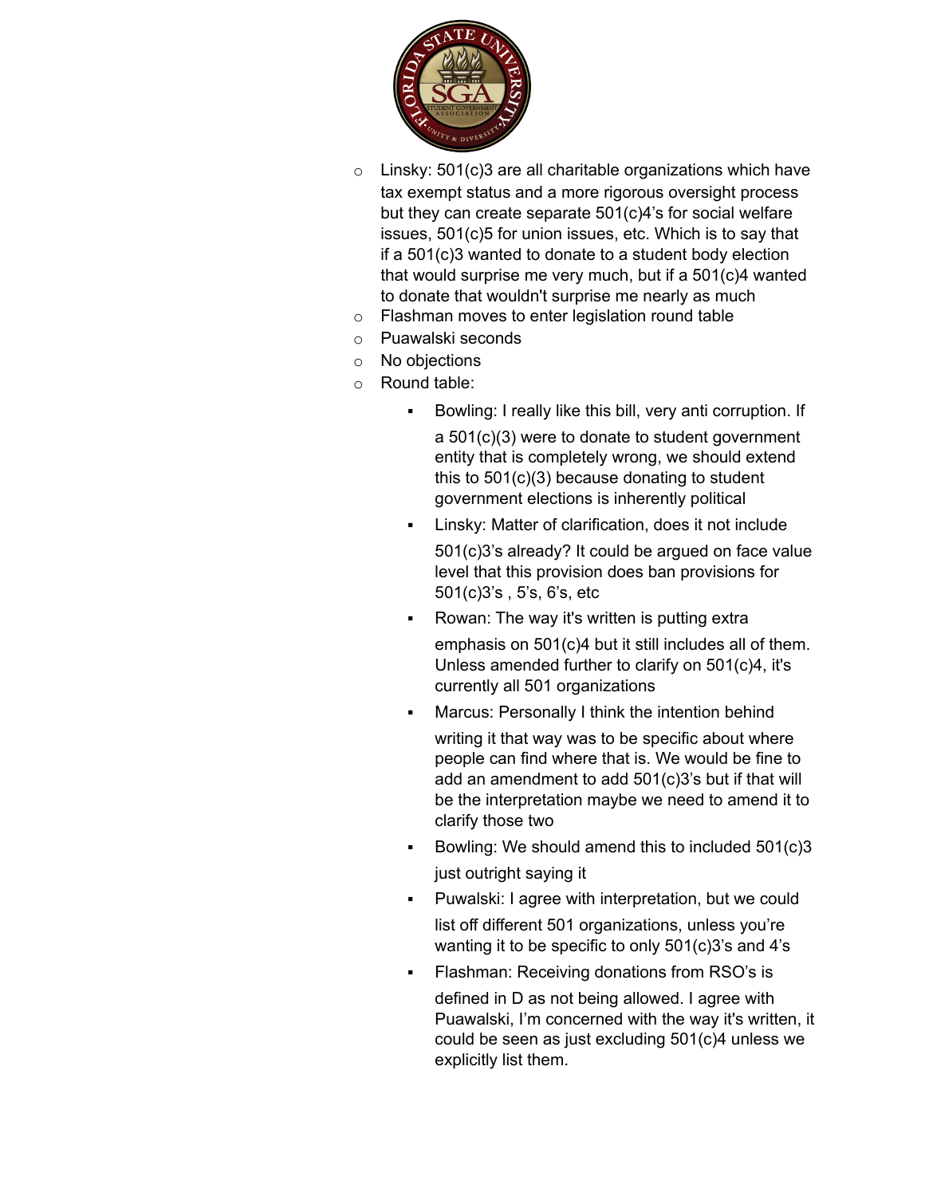- Linsky: 501(c)3 are all charitable organizations which have tax exempt status and a more rigorous oversight process but they can create separate 501(c)4's for social welfare issues, 501(c)5 for union issues, etc. Which is to say that if a 501(c)3 wanted to donate to a student body election that would surprise me very much, but if a 501(c)4 wanted to donate that wouldn't surprise me nearly as much
- Flashman moves to enter legislation round table
- Puawalski seconds
- No objections
- Round table:
  - Bowling: I really like this bill, very anti corruption. If a 501(c)(3) were to donate to student government entity that is completely wrong, we should extend this to 501(c)(3) because donating to student government elections is inherently political
  - Linsky: Matter of clarification, does it not include 501(c)3's already? It could be argued on face value level that this provision does ban provisions for 501(c)3's , 5's, 6's, etc
  - Rowan: The way it's written is putting extra emphasis on 501(c)4 but it still includes all of them. Unless amended further to clarify on 501(c)4, it's currently all 501 organizations
  - Marcus: Personally I think the intention behind writing it that way was to be specific about where people can find where that is. We would be fine to add an amendment to add 501(c)3's but if that will be the interpretation maybe we need to amend it to clarify those two
  - Bowling: We should amend this to included 501(c)3 just outright saying it
  - Puwalski: I agree with interpretation, but we could list off different 501 organizations, unless you're wanting it to be specific to only 501(c)3's and 4's
  - Flashman: Receiving donations from RSO's is defined in D as not being allowed. I agree with Puawalski, I'm concerned with the way it's written, it could be seen as just excluding 501(c)4 unless we explicitly list them.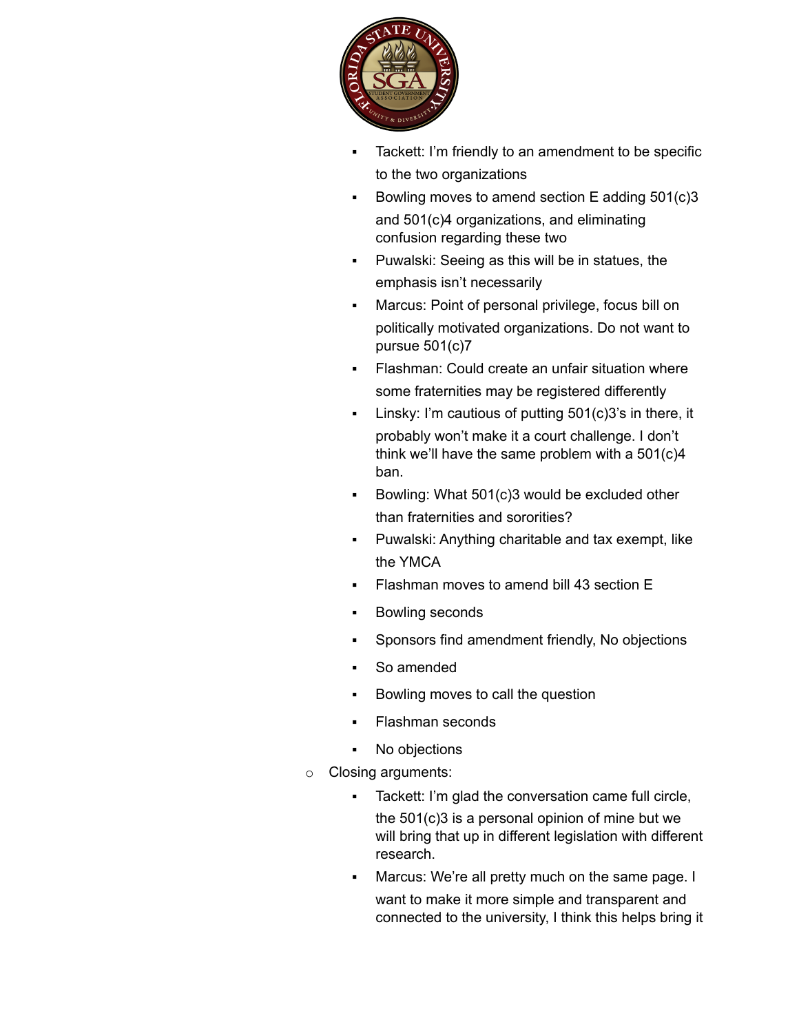- Tackett: I'm friendly to an amendment to be specific to the two organizations
- Bowling moves to amend section E adding 501(c)3 and 501(c)4 organizations, and eliminating confusion regarding these two
- Puwalski: Seeing as this will be in statues, the emphasis isn't necessarily
- Marcus: Point of personal privilege, focus bill on politically motivated organizations. Do not want to pursue 501(c)7
- Flashman: Could create an unfair situation where some fraternities may be registered differently
- Linsky: I'm cautious of putting 501(c)3's in there, it probably won't make it a court challenge. I don't think we'll have the same problem with a 501(c)4 ban.
- Bowling: What 501(c)3 would be excluded other than fraternities and sororities?
- Puwalski: Anything charitable and tax exempt, like the YMCA
- Flashman moves to amend bill 43 section E
- Bowling seconds
- Sponsors find amendment friendly, No objections
- So amended
- Bowling moves to call the question
- Flashman seconds
- No objections

- Closing arguments:
  - Tackett: I'm glad the conversation came full circle, the 501(c)3 is a personal opinion of mine but we will bring that up in different legislation with different research.
  - Marcus: We're all pretty much on the same page. I want to make it more simple and transparent and connected to the university, I think this helps bring it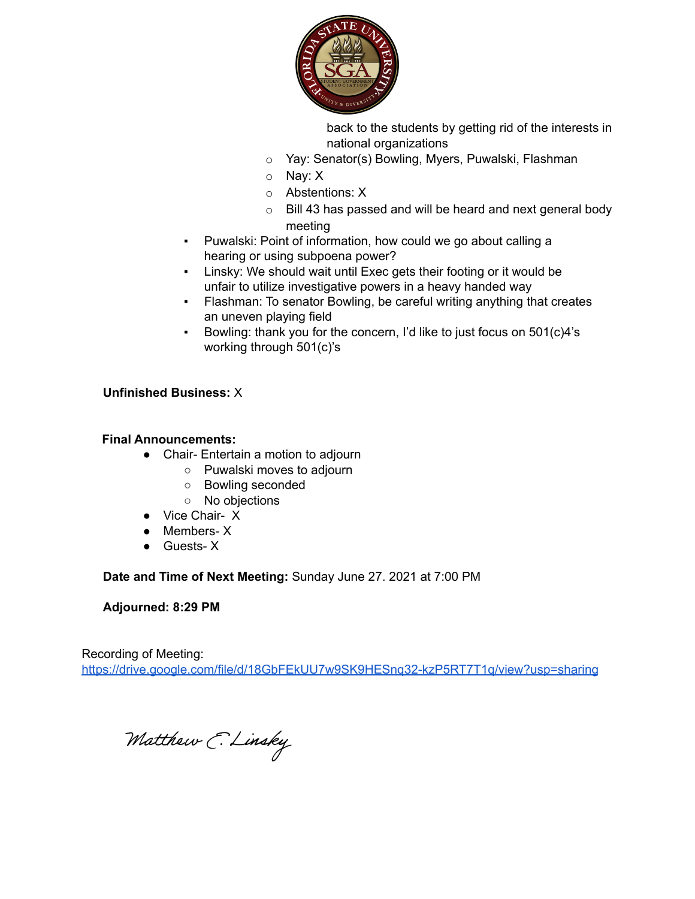back to the students by getting rid of the interests in national organizations

- Yay: Senator(s) Bowling, Myers, Puwalski, Flashman
- Nay: X
- Abstentions: X
- Bill 43 has passed and will be heard and next general body meeting

- Puwalski: Point of information, how could we go about calling a hearing or using subpoena power?
- Linsky: We should wait until Exec gets their footing or it would be unfair to utilize investigative powers in a heavy handed way
- Flashman: To senator Bowling, be careful writing anything that creates an uneven playing field
- Bowling: thank you for the concern, I'd like to just focus on 501(c)4's working through 501(c)'s

**Unfinished Business:** X

**Final Announcements:**

- Chair- Entertain a motion to adjourn
  - Puwalski moves to adjourn
  - Bowling seconded
  - No objections
- Vice Chair- X
- Members- X
- Guests- X

**Date and Time of Next Meeting:** Sunday June 27. 2021 at 7:00 PM

**Adjourned: 8:29 PM**

Recording of Meeting:
https://drive.google.com/file/d/18GbFEkUU7w9SK9HESnq32-kzP5RT7T1q/view?usp=sharing

Matthew E. Linsky